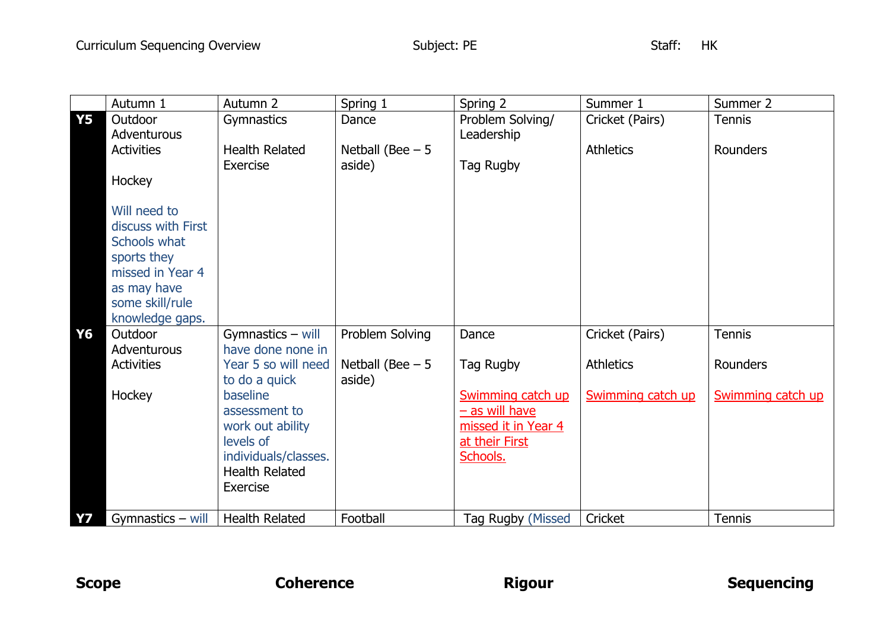Curriculum Sequencing Overview    Subject: PE    Staff: HK

| | Autumn 1 | Autumn 2 | Spring 1 | Spring 2 | Summer 1 | Summer 2 |
|---|---|---|---|---|---|---|
| **Y5** | Outdoor Adventurous Activities<br><br>Hockey<br><br>Will need to discuss with First Schools what sports they missed in Year 4 as may have some skill/rule knowledge gaps. | Gymnastics<br><br>Health Related Exercise | Dance<br><br>Netball (Bee – 5 aside) | Problem Solving/ Leadership<br><br>Tag Rugby | Cricket (Pairs)<br><br>Athletics | Tennis<br><br>Rounders |
| **Y6** | Outdoor Adventurous Activities<br><br>Hockey | Gymnastics – will have done none in Year 5 so will need to do a quick baseline assessment to work out ability levels of individuals/classes.<br>Health Related Exercise | Problem Solving<br><br>Netball (Bee – 5 aside) | Dance<br><br>Tag Rugby<br><br>Swimming catch up – as will have missed it in Year 4 at their First Schools. | Cricket (Pairs)<br><br>Athletics<br><br>Swimming catch up | Tennis<br><br>Rounders<br><br>Swimming catch up |
| **Y7** | Gymnastics – will | Health Related | Football | Tag Rugby (Missed | Cricket | Tennis |

**Scope** **Coherence** **Rigour** **Sequencing**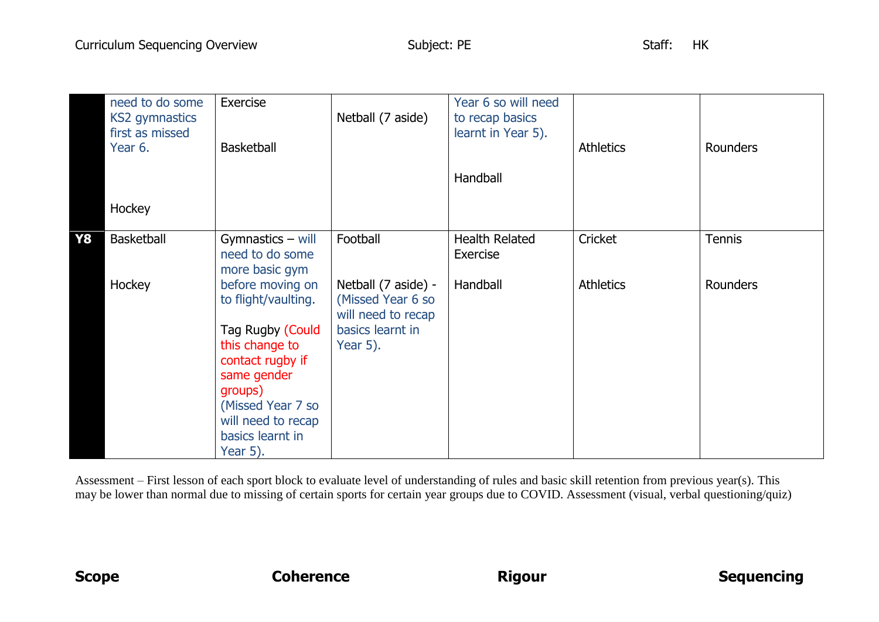| | | | | | | |
|---|---|---|---|---|---|---|
| | need to do some KS2 gymnastics first as missed Year 6.<br><br>Hockey | Exercise<br><br>Basketball | Netball (7 aside) | Year 6 so will need to recap basics learnt in Year 5).<br><br>Handball | Athletics | Rounders |
| **Y8** | Basketball<br><br>Hockey | Gymnastics – will need to do some more basic gym before moving on to flight/vaulting.<br><br>Tag Rugby (Could this change to contact rugby if same gender groups) (Missed Year 7 so will need to recap basics learnt in Year 5). | Football<br><br>Netball (7 aside) - (Missed Year 6 so will need to recap basics learnt in Year 5). | Health Related Exercise<br><br>Handball | Cricket<br><br>Athletics | Tennis<br><br>Rounders |

Assessment – First lesson of each sport block to evaluate level of understanding of rules and basic skill retention from previous year(s). This may be lower than normal due to missing of certain sports for certain year groups due to COVID. Assessment (visual, verbal questioning/quiz)

**Scope** **Coherence** **Rigour** **Sequencing**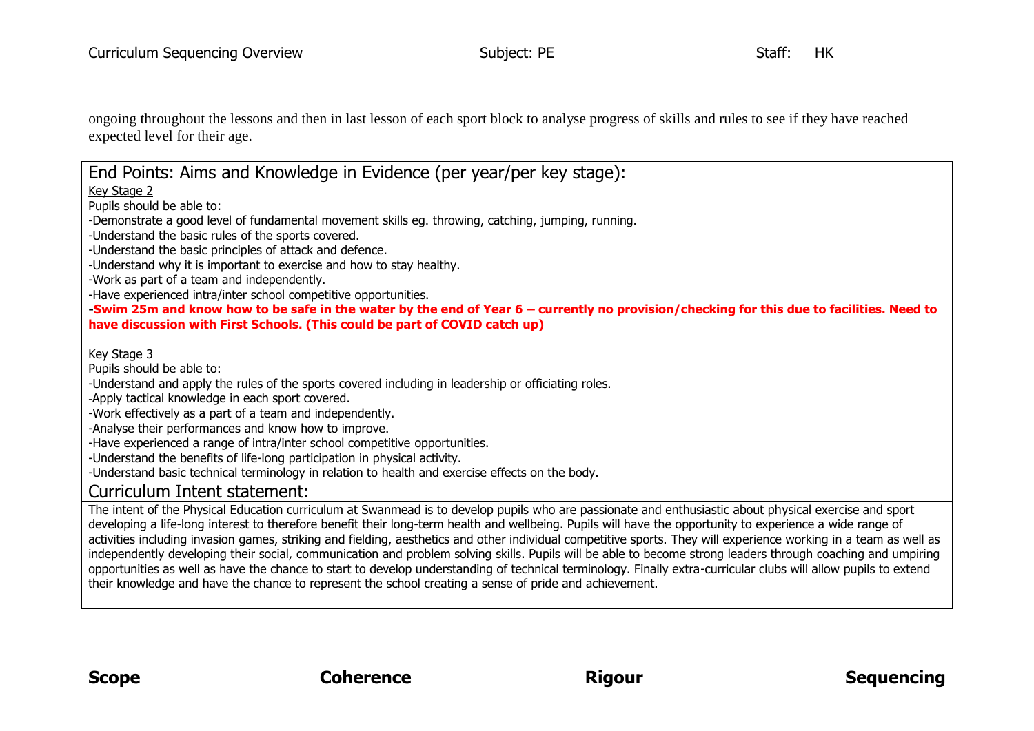ongoing throughout the lessons and then in last lesson of each sport block to analyse progress of skills and rules to see if they have reached expected level for their age.

## End Points: Aims and Knowledge in Evidence (per year/per key stage):

Key Stage 2

Pupils should be able to:

-Demonstrate a good level of fundamental movement skills eg. throwing, catching, jumping, running.
-Understand the basic rules of the sports covered.
-Understand the basic principles of attack and defence.
-Understand why it is important to exercise and how to stay healthy.
-Work as part of a team and independently.
-Have experienced intra/inter school competitive opportunities.
**-Swim 25m and know how to be safe in the water by the end of Year 6 – currently no provision/checking for this due to facilities. Need to have discussion with First Schools. (This could be part of COVID catch up)**

Key Stage 3

Pupils should be able to:

-Understand and apply the rules of the sports covered including in leadership or officiating roles.
-Apply tactical knowledge in each sport covered.
-Work effectively as a part of a team and independently.
-Analyse their performances and know how to improve.
-Have experienced a range of intra/inter school competitive opportunities.
-Understand the benefits of life-long participation in physical activity.
-Understand basic technical terminology in relation to health and exercise effects on the body.

## Curriculum Intent statement:

The intent of the Physical Education curriculum at Swanmead is to develop pupils who are passionate and enthusiastic about physical exercise and sport developing a life-long interest to therefore benefit their long-term health and wellbeing. Pupils will have the opportunity to experience a wide range of activities including invasion games, striking and fielding, aesthetics and other individual competitive sports. They will experience working in a team as well as independently developing their social, communication and problem solving skills. Pupils will be able to become strong leaders through coaching and umpiring opportunities as well as have the chance to start to develop understanding of technical terminology. Finally extra-curricular clubs will allow pupils to extend their knowledge and have the chance to represent the school creating a sense of pride and achievement.

**Scope** **Coherence** **Rigour** **Sequencing**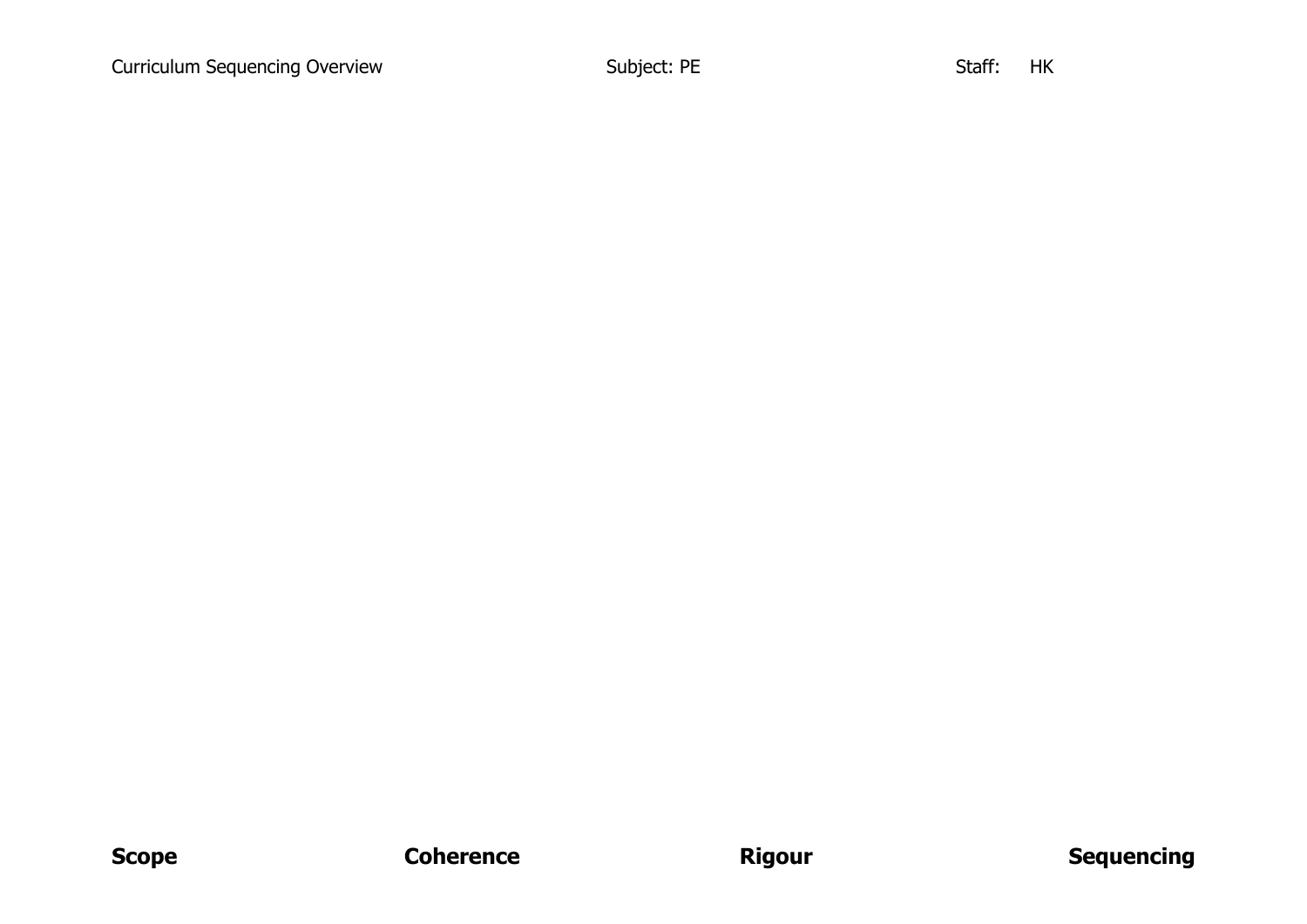Curriculum Sequencing Overview Subject: PE Staff: HK

**Scope** **Coherence** **Rigour** **Sequencing**